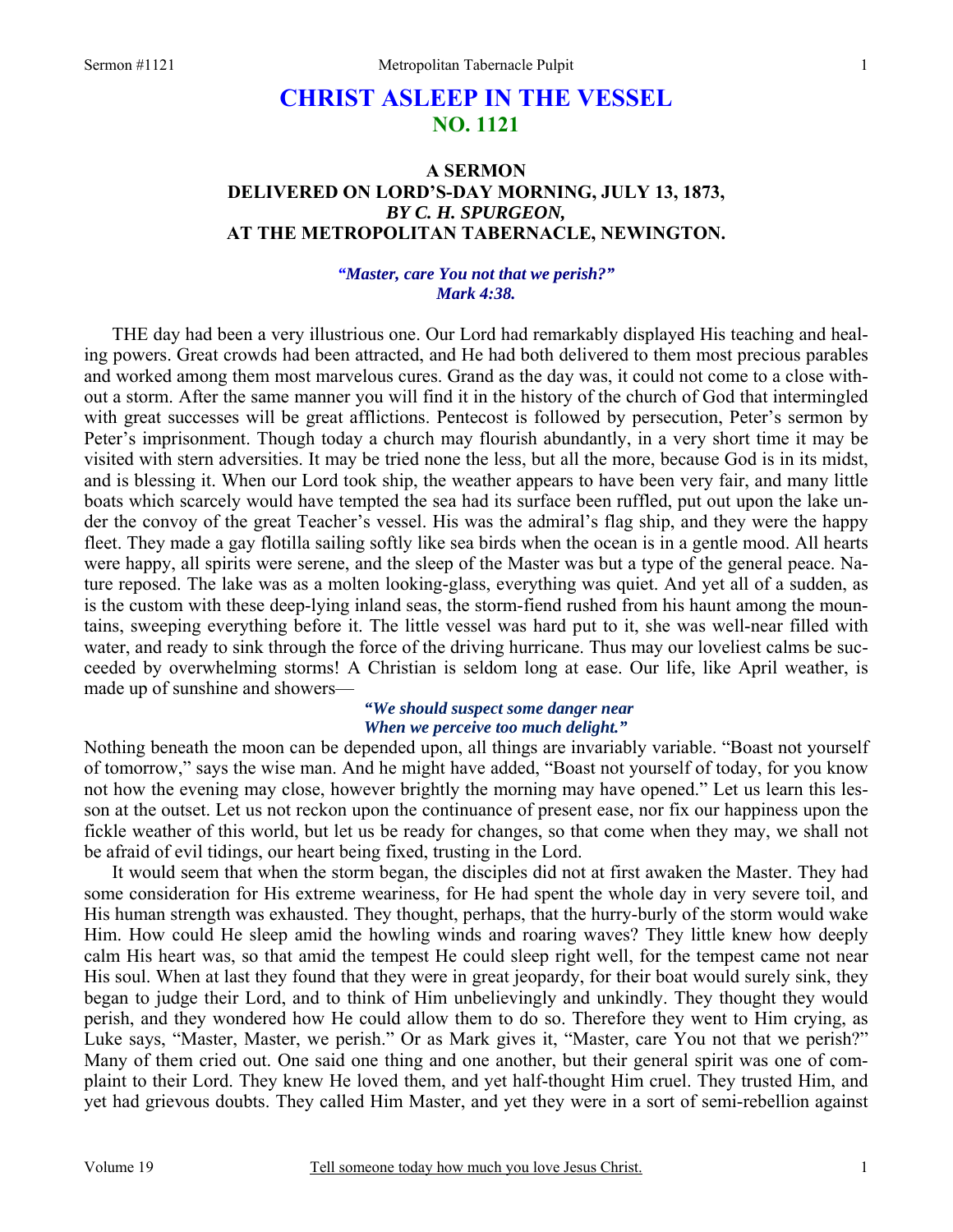# CHRIST ASLEEP IN THE VESSEL
## NO. 1121

### A SERMON
### DELIVERED ON LORD'S-DAY MORNING, JULY 13, 1873,
### *BY C. H. SPURGEON,*
### AT THE METROPOLITAN TABERNACLE, NEWINGTON.

***"Master, care You not that we perish?"***
***Mark 4:38.***

THE day had been a very illustrious one. Our Lord had remarkably displayed His teaching and healing powers. Great crowds had been attracted, and He had both delivered to them most precious parables and worked among them most marvelous cures. Grand as the day was, it could not come to a close without a storm. After the same manner you will find it in the history of the church of God that intermingled with great successes will be great afflictions. Pentecost is followed by persecution, Peter's sermon by Peter's imprisonment. Though today a church may flourish abundantly, in a very short time it may be visited with stern adversities. It may be tried none the less, but all the more, because God is in its midst, and is blessing it. When our Lord took ship, the weather appears to have been very fair, and many little boats which scarcely would have tempted the sea had its surface been ruffled, put out upon the lake under the convoy of the great Teacher's vessel. His was the admiral's flag ship, and they were the happy fleet. They made a gay flotilla sailing softly like sea birds when the ocean is in a gentle mood. All hearts were happy, all spirits were serene, and the sleep of the Master was but a type of the general peace. Nature reposed. The lake was as a molten looking-glass, everything was quiet. And yet all of a sudden, as is the custom with these deep-lying inland seas, the storm-fiend rushed from his haunt among the mountains, sweeping everything before it. The little vessel was hard put to it, she was well-near filled with water, and ready to sink through the force of the driving hurricane. Thus may our loveliest calms be succeeded by overwhelming storms! A Christian is seldom long at ease. Our life, like April weather, is made up of sunshine and showers—

> ***"We should suspect some danger near***
> ***When we perceive too much delight."***

Nothing beneath the moon can be depended upon, all things are invariably variable. "Boast not yourself of tomorrow," says the wise man. And he might have added, "Boast not yourself of today, for you know not how the evening may close, however brightly the morning may have opened." Let us learn this lesson at the outset. Let us not reckon upon the continuance of present ease, nor fix our happiness upon the fickle weather of this world, but let us be ready for changes, so that come when they may, we shall not be afraid of evil tidings, our heart being fixed, trusting in the Lord.

It would seem that when the storm began, the disciples did not at first awaken the Master. They had some consideration for His extreme weariness, for He had spent the whole day in very severe toil, and His human strength was exhausted. They thought, perhaps, that the hurry-burly of the storm would wake Him. How could He sleep amid the howling winds and roaring waves? They little knew how deeply calm His heart was, so that amid the tempest He could sleep right well, for the tempest came not near His soul. When at last they found that they were in great jeopardy, for their boat would surely sink, they began to judge their Lord, and to think of Him unbelievingly and unkindly. They thought they would perish, and they wondered how He could allow them to do so. Therefore they went to Him crying, as Luke says, "Master, Master, we perish." Or as Mark gives it, "Master, care You not that we perish?" Many of them cried out. One said one thing and one another, but their general spirit was one of complaint to their Lord. They knew He loved them, and yet half-thought Him cruel. They trusted Him, and yet had grievous doubts. They called Him Master, and yet they were in a sort of semi-rebellion against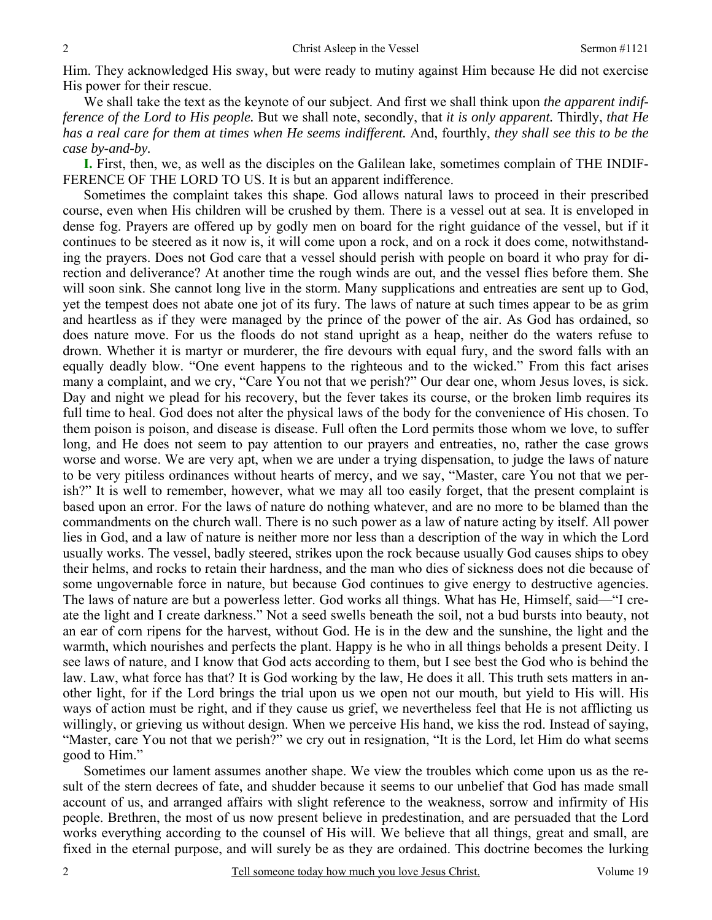Him. They acknowledged His sway, but were ready to mutiny against Him because He did not exercise His power for their rescue.

We shall take the text as the keynote of our subject. And first we shall think upon *the apparent indifference of the Lord to His people.* But we shall note, secondly, that *it is only apparent.* Thirdly, *that He has a real care for them at times when He seems indifferent.* And, fourthly, *they shall see this to be the case by-and-by.*

**I.** First, then, we, as well as the disciples on the Galilean lake, sometimes complain of THE INDIFFERENCE OF THE LORD TO US. It is but an apparent indifference.

Sometimes the complaint takes this shape. God allows natural laws to proceed in their prescribed course, even when His children will be crushed by them. There is a vessel out at sea. It is enveloped in dense fog. Prayers are offered up by godly men on board for the right guidance of the vessel, but if it continues to be steered as it now is, it will come upon a rock, and on a rock it does come, notwithstanding the prayers. Does not God care that a vessel should perish with people on board it who pray for direction and deliverance? At another time the rough winds are out, and the vessel flies before them. She will soon sink. She cannot long live in the storm. Many supplications and entreaties are sent up to God, yet the tempest does not abate one jot of its fury. The laws of nature at such times appear to be as grim and heartless as if they were managed by the prince of the power of the air. As God has ordained, so does nature move. For us the floods do not stand upright as a heap, neither do the waters refuse to drown. Whether it is martyr or murderer, the fire devours with equal fury, and the sword falls with an equally deadly blow. "One event happens to the righteous and to the wicked." From this fact arises many a complaint, and we cry, "Care You not that we perish?" Our dear one, whom Jesus loves, is sick. Day and night we plead for his recovery, but the fever takes its course, or the broken limb requires its full time to heal. God does not alter the physical laws of the body for the convenience of His chosen. To them poison is poison, and disease is disease. Full often the Lord permits those whom we love, to suffer long, and He does not seem to pay attention to our prayers and entreaties, no, rather the case grows worse and worse. We are very apt, when we are under a trying dispensation, to judge the laws of nature to be very pitiless ordinances without hearts of mercy, and we say, "Master, care You not that we perish?" It is well to remember, however, what we may all too easily forget, that the present complaint is based upon an error. For the laws of nature do nothing whatever, and are no more to be blamed than the commandments on the church wall. There is no such power as a law of nature acting by itself. All power lies in God, and a law of nature is neither more nor less than a description of the way in which the Lord usually works. The vessel, badly steered, strikes upon the rock because usually God causes ships to obey their helms, and rocks to retain their hardness, and the man who dies of sickness does not die because of some ungovernable force in nature, but because God continues to give energy to destructive agencies. The laws of nature are but a powerless letter. God works all things. What has He, Himself, said—"I create the light and I create darkness." Not a seed swells beneath the soil, not a bud bursts into beauty, not an ear of corn ripens for the harvest, without God. He is in the dew and the sunshine, the light and the warmth, which nourishes and perfects the plant. Happy is he who in all things beholds a present Deity. I see laws of nature, and I know that God acts according to them, but I see best the God who is behind the law. Law, what force has that? It is God working by the law, He does it all. This truth sets matters in another light, for if the Lord brings the trial upon us we open not our mouth, but yield to His will. His ways of action must be right, and if they cause us grief, we nevertheless feel that He is not afflicting us willingly, or grieving us without design. When we perceive His hand, we kiss the rod. Instead of saying, "Master, care You not that we perish?" we cry out in resignation, "It is the Lord, let Him do what seems good to Him."

Sometimes our lament assumes another shape. We view the troubles which come upon us as the result of the stern decrees of fate, and shudder because it seems to our unbelief that God has made small account of us, and arranged affairs with slight reference to the weakness, sorrow and infirmity of His people. Brethren, the most of us now present believe in predestination, and are persuaded that the Lord works everything according to the counsel of His will. We believe that all things, great and small, are fixed in the eternal purpose, and will surely be as they are ordained. This doctrine becomes the lurking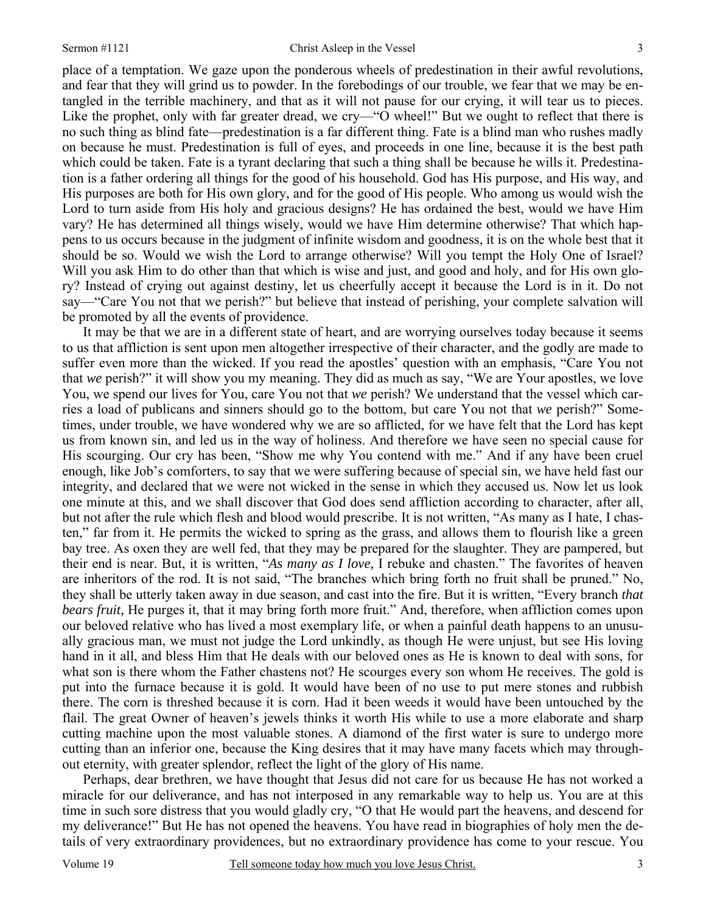place of a temptation. We gaze upon the ponderous wheels of predestination in their awful revolutions, and fear that they will grind us to powder. In the forebodings of our trouble, we fear that we may be entangled in the terrible machinery, and that as it will not pause for our crying, it will tear us to pieces. Like the prophet, only with far greater dread, we cry—"O wheel!" But we ought to reflect that there is no such thing as blind fate—predestination is a far different thing. Fate is a blind man who rushes madly on because he must. Predestination is full of eyes, and proceeds in one line, because it is the best path which could be taken. Fate is a tyrant declaring that such a thing shall be because he wills it. Predestination is a father ordering all things for the good of his household. God has His purpose, and His way, and His purposes are both for His own glory, and for the good of His people. Who among us would wish the Lord to turn aside from His holy and gracious designs? He has ordained the best, would we have Him vary? He has determined all things wisely, would we have Him determine otherwise? That which happens to us occurs because in the judgment of infinite wisdom and goodness, it is on the whole best that it should be so. Would we wish the Lord to arrange otherwise? Will you tempt the Holy One of Israel? Will you ask Him to do other than that which is wise and just, and good and holy, and for His own glory? Instead of crying out against destiny, let us cheerfully accept it because the Lord is in it. Do not say—"Care You not that we perish?" but believe that instead of perishing, your complete salvation will be promoted by all the events of providence.

It may be that we are in a different state of heart, and are worrying ourselves today because it seems to us that affliction is sent upon men altogether irrespective of their character, and the godly are made to suffer even more than the wicked. If you read the apostles' question with an emphasis, "Care You not that *we* perish?" it will show you my meaning. They did as much as say, "We are Your apostles, we love You, we spend our lives for You, care You not that *we* perish? We understand that the vessel which carries a load of publicans and sinners should go to the bottom, but care You not that *we* perish?" Sometimes, under trouble, we have wondered why we are so afflicted, for we have felt that the Lord has kept us from known sin, and led us in the way of holiness. And therefore we have seen no special cause for His scourging. Our cry has been, "Show me why You contend with me." And if any have been cruel enough, like Job's comforters, to say that we were suffering because of special sin, we have held fast our integrity, and declared that we were not wicked in the sense in which they accused us. Now let us look one minute at this, and we shall discover that God does send affliction according to character, after all, but not after the rule which flesh and blood would prescribe. It is not written, "As many as I hate, I chasten," far from it. He permits the wicked to spring as the grass, and allows them to flourish like a green bay tree. As oxen they are well fed, that they may be prepared for the slaughter. They are pampered, but their end is near. But, it is written, "*As many as I love,* I rebuke and chasten." The favorites of heaven are inheritors of the rod. It is not said, "The branches which bring forth no fruit shall be pruned." No, they shall be utterly taken away in due season, and cast into the fire. But it is written, "Every branch *that bears fruit,* He purges it, that it may bring forth more fruit." And, therefore, when affliction comes upon our beloved relative who has lived a most exemplary life, or when a painful death happens to an unusually gracious man, we must not judge the Lord unkindly, as though He were unjust, but see His loving hand in it all, and bless Him that He deals with our beloved ones as He is known to deal with sons, for what son is there whom the Father chastens not? He scourges every son whom He receives. The gold is put into the furnace because it is gold. It would have been of no use to put mere stones and rubbish there. The corn is threshed because it is corn. Had it been weeds it would have been untouched by the flail. The great Owner of heaven's jewels thinks it worth His while to use a more elaborate and sharp cutting machine upon the most valuable stones. A diamond of the first water is sure to undergo more cutting than an inferior one, because the King desires that it may have many facets which may throughout eternity, with greater splendor, reflect the light of the glory of His name.

Perhaps, dear brethren, we have thought that Jesus did not care for us because He has not worked a miracle for our deliverance, and has not interposed in any remarkable way to help us. You are at this time in such sore distress that you would gladly cry, "O that He would part the heavens, and descend for my deliverance!" But He has not opened the heavens. You have read in biographies of holy men the details of very extraordinary providences, but no extraordinary providence has come to your rescue. You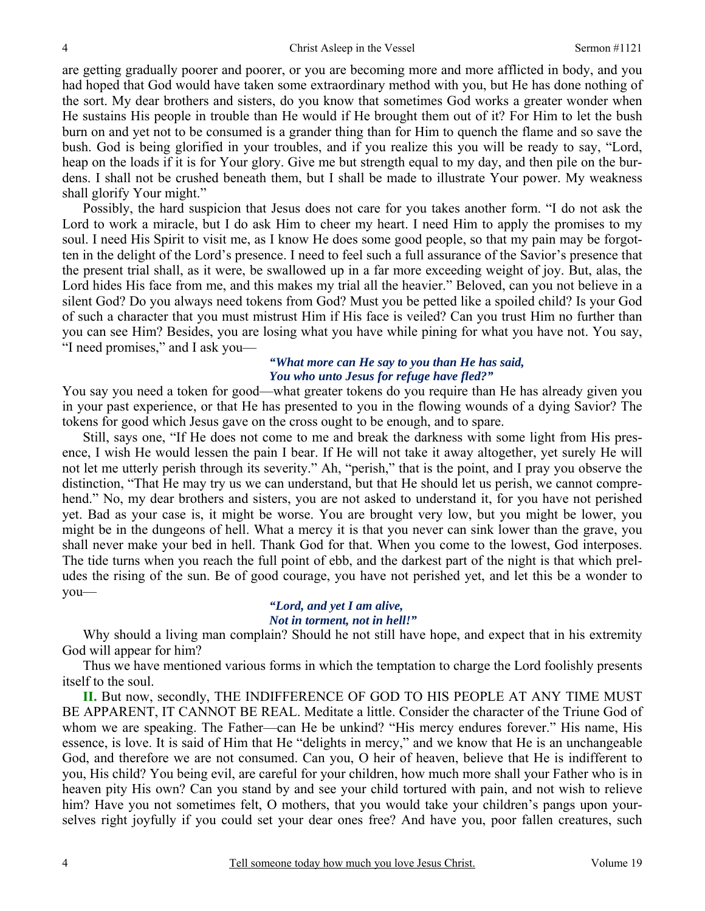are getting gradually poorer and poorer, or you are becoming more and more afflicted in body, and you had hoped that God would have taken some extraordinary method with you, but He has done nothing of the sort. My dear brothers and sisters, do you know that sometimes God works a greater wonder when He sustains His people in trouble than He would if He brought them out of it? For Him to let the bush burn on and yet not to be consumed is a grander thing than for Him to quench the flame and so save the bush. God is being glorified in your troubles, and if you realize this you will be ready to say, "Lord, heap on the loads if it is for Your glory. Give me but strength equal to my day, and then pile on the burdens. I shall not be crushed beneath them, but I shall be made to illustrate Your power. My weakness shall glorify Your might."

Possibly, the hard suspicion that Jesus does not care for you takes another form. "I do not ask the Lord to work a miracle, but I do ask Him to cheer my heart. I need Him to apply the promises to my soul. I need His Spirit to visit me, as I know He does some good people, so that my pain may be forgotten in the delight of the Lord's presence. I need to feel such a full assurance of the Savior's presence that the present trial shall, as it were, be swallowed up in a far more exceeding weight of joy. But, alas, the Lord hides His face from me, and this makes my trial all the heavier." Beloved, can you not believe in a silent God? Do you always need tokens from God? Must you be petted like a spoiled child? Is your God of such a character that you must mistrust Him if His face is veiled? Can you trust Him no further than you can see Him? Besides, you are losing what you have while pining for what you have not. You say, "I need promises," and I ask you—

> ***"What more can He say to you than He has said,***
> ***You who unto Jesus for refuge have fled?"***

You say you need a token for good—what greater tokens do you require than He has already given you in your past experience, or that He has presented to you in the flowing wounds of a dying Savior? The tokens for good which Jesus gave on the cross ought to be enough, and to spare.

Still, says one, "If He does not come to me and break the darkness with some light from His presence, I wish He would lessen the pain I bear. If He will not take it away altogether, yet surely He will not let me utterly perish through its severity." Ah, "perish," that is the point, and I pray you observe the distinction, "That He may try us we can understand, but that He should let us perish, we cannot comprehend." No, my dear brothers and sisters, you are not asked to understand it, for you have not perished yet. Bad as your case is, it might be worse. You are brought very low, but you might be lower, you might be in the dungeons of hell. What a mercy it is that you never can sink lower than the grave, you shall never make your bed in hell. Thank God for that. When you come to the lowest, God interposes. The tide turns when you reach the full point of ebb, and the darkest part of the night is that which preludes the rising of the sun. Be of good courage, you have not perished yet, and let this be a wonder to you—

> ***"Lord, and yet I am alive,***
> ***Not in torment, not in hell!"***

Why should a living man complain? Should he not still have hope, and expect that in his extremity God will appear for him?

Thus we have mentioned various forms in which the temptation to charge the Lord foolishly presents itself to the soul.

**II.** But now, secondly, THE INDIFFERENCE OF GOD TO HIS PEOPLE AT ANY TIME MUST BE APPARENT, IT CANNOT BE REAL. Meditate a little. Consider the character of the Triune God of whom we are speaking. The Father—can He be unkind? "His mercy endures forever." His name, His essence, is love. It is said of Him that He "delights in mercy," and we know that He is an unchangeable God, and therefore we are not consumed. Can you, O heir of heaven, believe that He is indifferent to you, His child? You being evil, are careful for your children, how much more shall your Father who is in heaven pity His own? Can you stand by and see your child tortured with pain, and not wish to relieve him? Have you not sometimes felt, O mothers, that you would take your children's pangs upon yourselves right joyfully if you could set your dear ones free? And have you, poor fallen creatures, such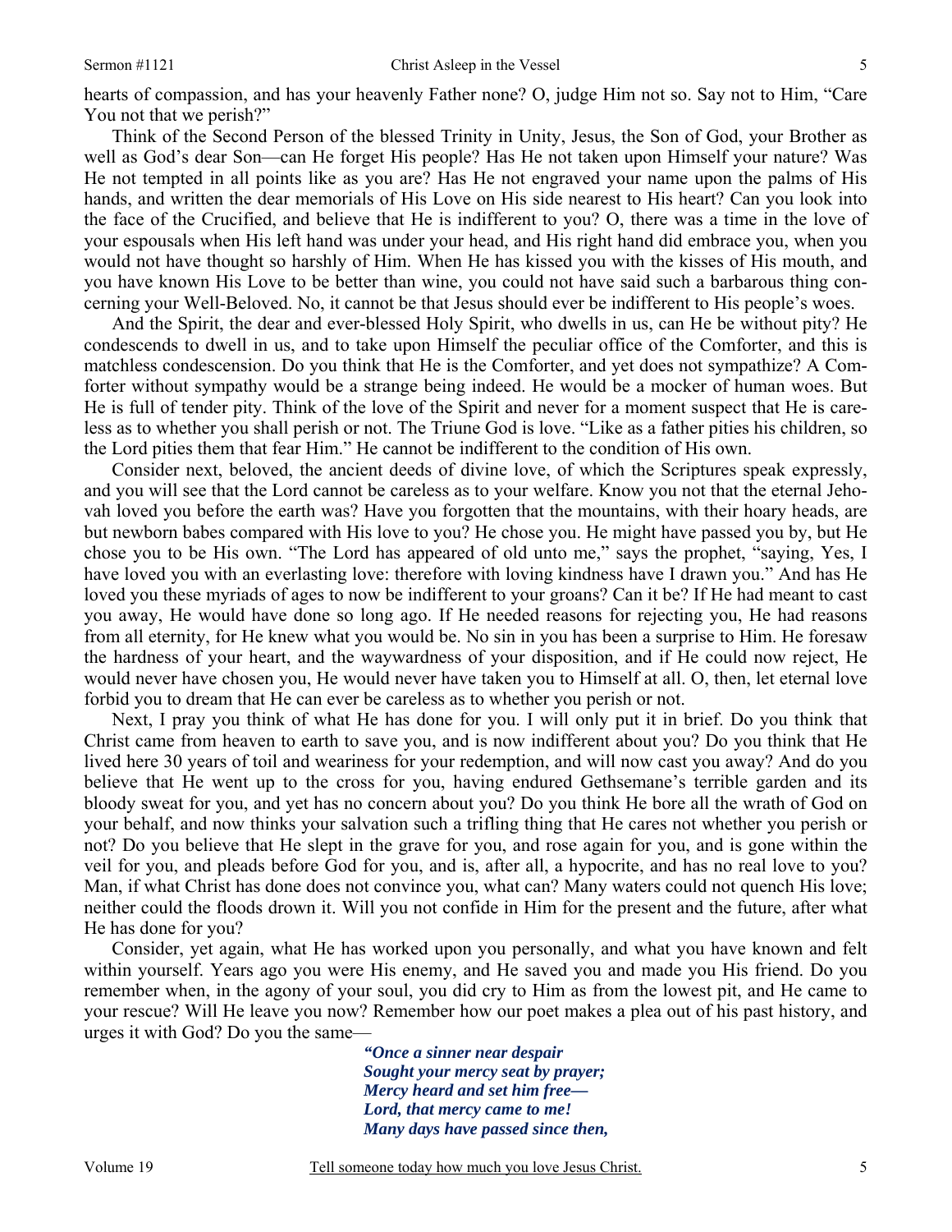hearts of compassion, and has your heavenly Father none? O, judge Him not so. Say not to Him, "Care You not that we perish?"

Think of the Second Person of the blessed Trinity in Unity, Jesus, the Son of God, your Brother as well as God's dear Son—can He forget His people? Has He not taken upon Himself your nature? Was He not tempted in all points like as you are? Has He not engraved your name upon the palms of His hands, and written the dear memorials of His Love on His side nearest to His heart? Can you look into the face of the Crucified, and believe that He is indifferent to you? O, there was a time in the love of your espousals when His left hand was under your head, and His right hand did embrace you, when you would not have thought so harshly of Him. When He has kissed you with the kisses of His mouth, and you have known His Love to be better than wine, you could not have said such a barbarous thing concerning your Well-Beloved. No, it cannot be that Jesus should ever be indifferent to His people's woes.

And the Spirit, the dear and ever-blessed Holy Spirit, who dwells in us, can He be without pity? He condescends to dwell in us, and to take upon Himself the peculiar office of the Comforter, and this is matchless condescension. Do you think that He is the Comforter, and yet does not sympathize? A Comforter without sympathy would be a strange being indeed. He would be a mocker of human woes. But He is full of tender pity. Think of the love of the Spirit and never for a moment suspect that He is careless as to whether you shall perish or not. The Triune God is love. "Like as a father pities his children, so the Lord pities them that fear Him." He cannot be indifferent to the condition of His own.

Consider next, beloved, the ancient deeds of divine love, of which the Scriptures speak expressly, and you will see that the Lord cannot be careless as to your welfare. Know you not that the eternal Jehovah loved you before the earth was? Have you forgotten that the mountains, with their hoary heads, are but newborn babes compared with His love to you? He chose you. He might have passed you by, but He chose you to be His own. "The Lord has appeared of old unto me," says the prophet, "saying, Yes, I have loved you with an everlasting love: therefore with loving kindness have I drawn you." And has He loved you these myriads of ages to now be indifferent to your groans? Can it be? If He had meant to cast you away, He would have done so long ago. If He needed reasons for rejecting you, He had reasons from all eternity, for He knew what you would be. No sin in you has been a surprise to Him. He foresaw the hardness of your heart, and the waywardness of your disposition, and if He could now reject, He would never have chosen you, He would never have taken you to Himself at all. O, then, let eternal love forbid you to dream that He can ever be careless as to whether you perish or not.

Next, I pray you think of what He has done for you. I will only put it in brief. Do you think that Christ came from heaven to earth to save you, and is now indifferent about you? Do you think that He lived here 30 years of toil and weariness for your redemption, and will now cast you away? And do you believe that He went up to the cross for you, having endured Gethsemane's terrible garden and its bloody sweat for you, and yet has no concern about you? Do you think He bore all the wrath of God on your behalf, and now thinks your salvation such a trifling thing that He cares not whether you perish or not? Do you believe that He slept in the grave for you, and rose again for you, and is gone within the veil for you, and pleads before God for you, and is, after all, a hypocrite, and has no real love to you? Man, if what Christ has done does not convince you, what can? Many waters could not quench His love; neither could the floods drown it. Will you not confide in Him for the present and the future, after what He has done for you?

Consider, yet again, what He has worked upon you personally, and what you have known and felt within yourself. Years ago you were His enemy, and He saved you and made you His friend. Do you remember when, in the agony of your soul, you did cry to Him as from the lowest pit, and He came to your rescue? Will He leave you now? Remember how our poet makes a plea out of his past history, and urges it with God? Do you the same—

> ***"Once a sinner near despair***
> ***Sought your mercy seat by prayer;***
> ***Mercy heard and set him free—***
> ***Lord, that mercy came to me!***
> ***Many days have passed since then,***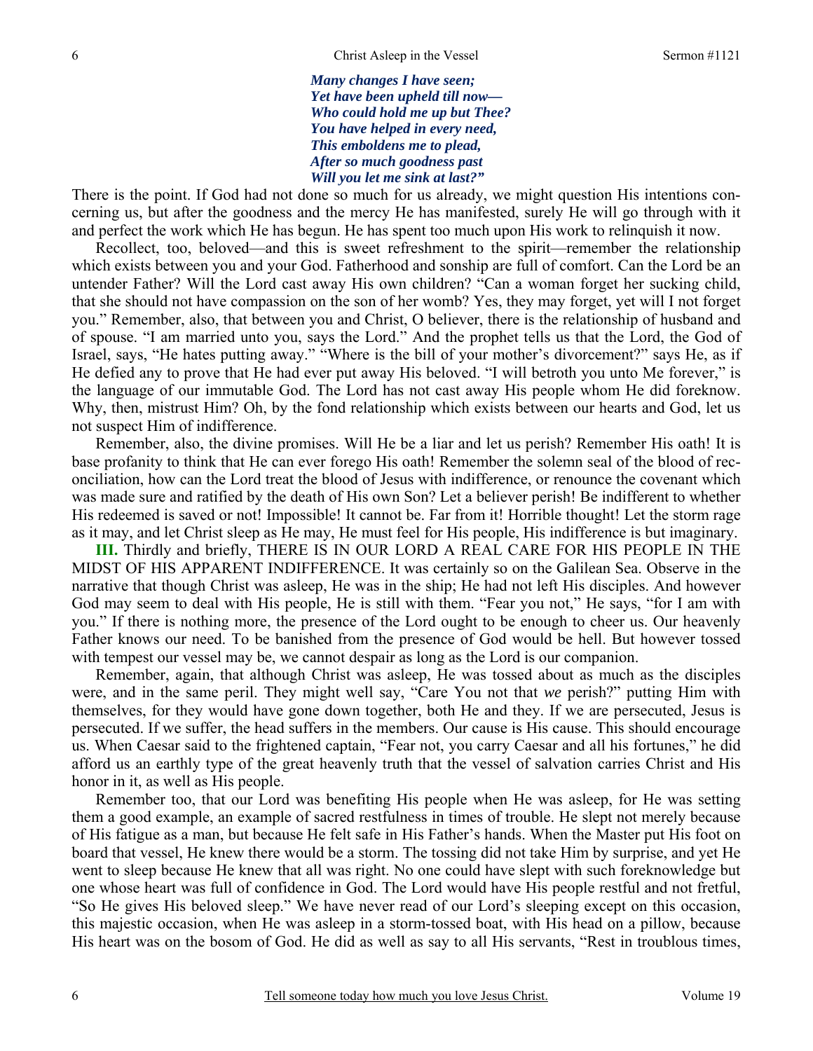*Many changes I have seen;*
*Yet have been upheld till now—*
*Who could hold me up but Thee?*
*You have helped in every need,*
*This emboldens me to plead,*
*After so much goodness past*
*Will you let me sink at last?"*

There is the point. If God had not done so much for us already, we might question His intentions concerning us, but after the goodness and the mercy He has manifested, surely He will go through with it and perfect the work which He has begun. He has spent too much upon His work to relinquish it now.

Recollect, too, beloved—and this is sweet refreshment to the spirit—remember the relationship which exists between you and your God. Fatherhood and sonship are full of comfort. Can the Lord be an untender Father? Will the Lord cast away His own children? "Can a woman forget her sucking child, that she should not have compassion on the son of her womb? Yes, they may forget, yet will I not forget you." Remember, also, that between you and Christ, O believer, there is the relationship of husband and of spouse. "I am married unto you, says the Lord." And the prophet tells us that the Lord, the God of Israel, says, "He hates putting away." "Where is the bill of your mother's divorcement?" says He, as if He defied any to prove that He had ever put away His beloved. "I will betroth you unto Me forever," is the language of our immutable God. The Lord has not cast away His people whom He did foreknow. Why, then, mistrust Him? Oh, by the fond relationship which exists between our hearts and God, let us not suspect Him of indifference.

Remember, also, the divine promises. Will He be a liar and let us perish? Remember His oath! It is base profanity to think that He can ever forego His oath! Remember the solemn seal of the blood of reconciliation, how can the Lord treat the blood of Jesus with indifference, or renounce the covenant which was made sure and ratified by the death of His own Son? Let a believer perish! Be indifferent to whether His redeemed is saved or not! Impossible! It cannot be. Far from it! Horrible thought! Let the storm rage as it may, and let Christ sleep as He may, He must feel for His people, His indifference is but imaginary.

**III.** Thirdly and briefly, THERE IS IN OUR LORD A REAL CARE FOR HIS PEOPLE IN THE MIDST OF HIS APPARENT INDIFFERENCE. It was certainly so on the Galilean Sea. Observe in the narrative that though Christ was asleep, He was in the ship; He had not left His disciples. And however God may seem to deal with His people, He is still with them. "Fear you not," He says, "for I am with you." If there is nothing more, the presence of the Lord ought to be enough to cheer us. Our heavenly Father knows our need. To be banished from the presence of God would be hell. But however tossed with tempest our vessel may be, we cannot despair as long as the Lord is our companion.

Remember, again, that although Christ was asleep, He was tossed about as much as the disciples were, and in the same peril. They might well say, "Care You not that *we* perish?" putting Him with themselves, for they would have gone down together, both He and they. If we are persecuted, Jesus is persecuted. If we suffer, the head suffers in the members. Our cause is His cause. This should encourage us. When Caesar said to the frightened captain, "Fear not, you carry Caesar and all his fortunes," he did afford us an earthly type of the great heavenly truth that the vessel of salvation carries Christ and His honor in it, as well as His people.

Remember too, that our Lord was benefiting His people when He was asleep, for He was setting them a good example, an example of sacred restfulness in times of trouble. He slept not merely because of His fatigue as a man, but because He felt safe in His Father's hands. When the Master put His foot on board that vessel, He knew there would be a storm. The tossing did not take Him by surprise, and yet He went to sleep because He knew that all was right. No one could have slept with such foreknowledge but one whose heart was full of confidence in God. The Lord would have His people restful and not fretful, "So He gives His beloved sleep." We have never read of our Lord's sleeping except on this occasion, this majestic occasion, when He was asleep in a storm-tossed boat, with His head on a pillow, because His heart was on the bosom of God. He did as well as say to all His servants, "Rest in troublous times,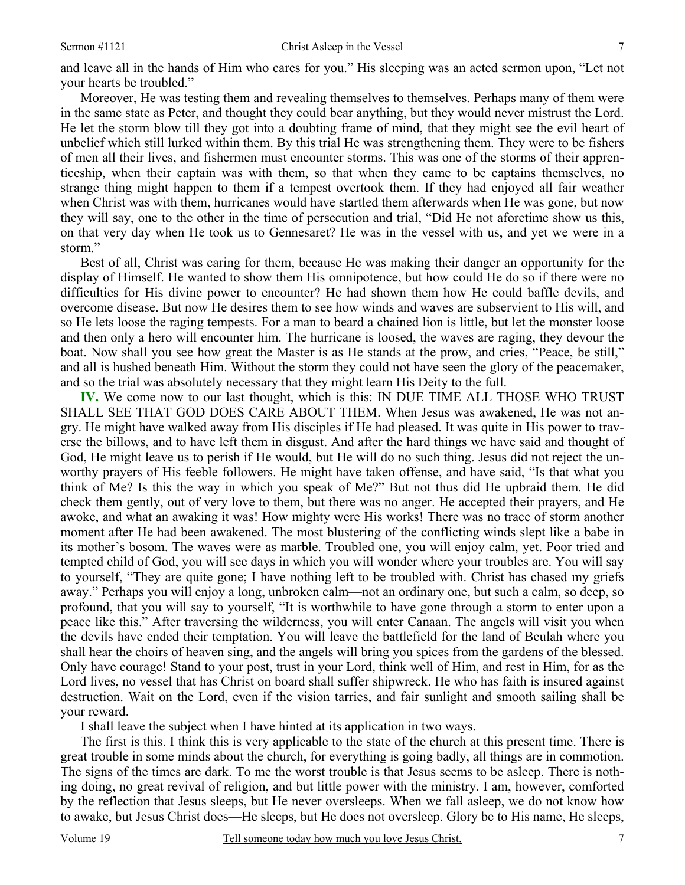and leave all in the hands of Him who cares for you." His sleeping was an acted sermon upon, "Let not your hearts be troubled."

Moreover, He was testing them and revealing themselves to themselves. Perhaps many of them were in the same state as Peter, and thought they could bear anything, but they would never mistrust the Lord. He let the storm blow till they got into a doubting frame of mind, that they might see the evil heart of unbelief which still lurked within them. By this trial He was strengthening them. They were to be fishers of men all their lives, and fishermen must encounter storms. This was one of the storms of their apprenticeship, when their captain was with them, so that when they came to be captains themselves, no strange thing might happen to them if a tempest overtook them. If they had enjoyed all fair weather when Christ was with them, hurricanes would have startled them afterwards when He was gone, but now they will say, one to the other in the time of persecution and trial, "Did He not aforetime show us this, on that very day when He took us to Gennesaret? He was in the vessel with us, and yet we were in a storm."

Best of all, Christ was caring for them, because He was making their danger an opportunity for the display of Himself. He wanted to show them His omnipotence, but how could He do so if there were no difficulties for His divine power to encounter? He had shown them how He could baffle devils, and overcome disease. But now He desires them to see how winds and waves are subservient to His will, and so He lets loose the raging tempests. For a man to beard a chained lion is little, but let the monster loose and then only a hero will encounter him. The hurricane is loosed, the waves are raging, they devour the boat. Now shall you see how great the Master is as He stands at the prow, and cries, "Peace, be still," and all is hushed beneath Him. Without the storm they could not have seen the glory of the peacemaker, and so the trial was absolutely necessary that they might learn His Deity to the full.

**IV.** We come now to our last thought, which is this: IN DUE TIME ALL THOSE WHO TRUST SHALL SEE THAT GOD DOES CARE ABOUT THEM. When Jesus was awakened, He was not angry. He might have walked away from His disciples if He had pleased. It was quite in His power to traverse the billows, and to have left them in disgust. And after the hard things we have said and thought of God, He might leave us to perish if He would, but He will do no such thing. Jesus did not reject the unworthy prayers of His feeble followers. He might have taken offense, and have said, "Is that what you think of Me? Is this the way in which you speak of Me?" But not thus did He upbraid them. He did check them gently, out of very love to them, but there was no anger. He accepted their prayers, and He awoke, and what an awaking it was! How mighty were His works! There was no trace of storm another moment after He had been awakened. The most blustering of the conflicting winds slept like a babe in its mother's bosom. The waves were as marble. Troubled one, you will enjoy calm, yet. Poor tried and tempted child of God, you will see days in which you will wonder where your troubles are. You will say to yourself, "They are quite gone; I have nothing left to be troubled with. Christ has chased my griefs away." Perhaps you will enjoy a long, unbroken calm—not an ordinary one, but such a calm, so deep, so profound, that you will say to yourself, "It is worthwhile to have gone through a storm to enter upon a peace like this." After traversing the wilderness, you will enter Canaan. The angels will visit you when the devils have ended their temptation. You will leave the battlefield for the land of Beulah where you shall hear the choirs of heaven sing, and the angels will bring you spices from the gardens of the blessed. Only have courage! Stand to your post, trust in your Lord, think well of Him, and rest in Him, for as the Lord lives, no vessel that has Christ on board shall suffer shipwreck. He who has faith is insured against destruction. Wait on the Lord, even if the vision tarries, and fair sunlight and smooth sailing shall be your reward.

I shall leave the subject when I have hinted at its application in two ways.

The first is this. I think this is very applicable to the state of the church at this present time. There is great trouble in some minds about the church, for everything is going badly, all things are in commotion. The signs of the times are dark. To me the worst trouble is that Jesus seems to be asleep. There is nothing doing, no great revival of religion, and but little power with the ministry. I am, however, comforted by the reflection that Jesus sleeps, but He never oversleeps. When we fall asleep, we do not know how to awake, but Jesus Christ does—He sleeps, but He does not oversleep. Glory be to His name, He sleeps,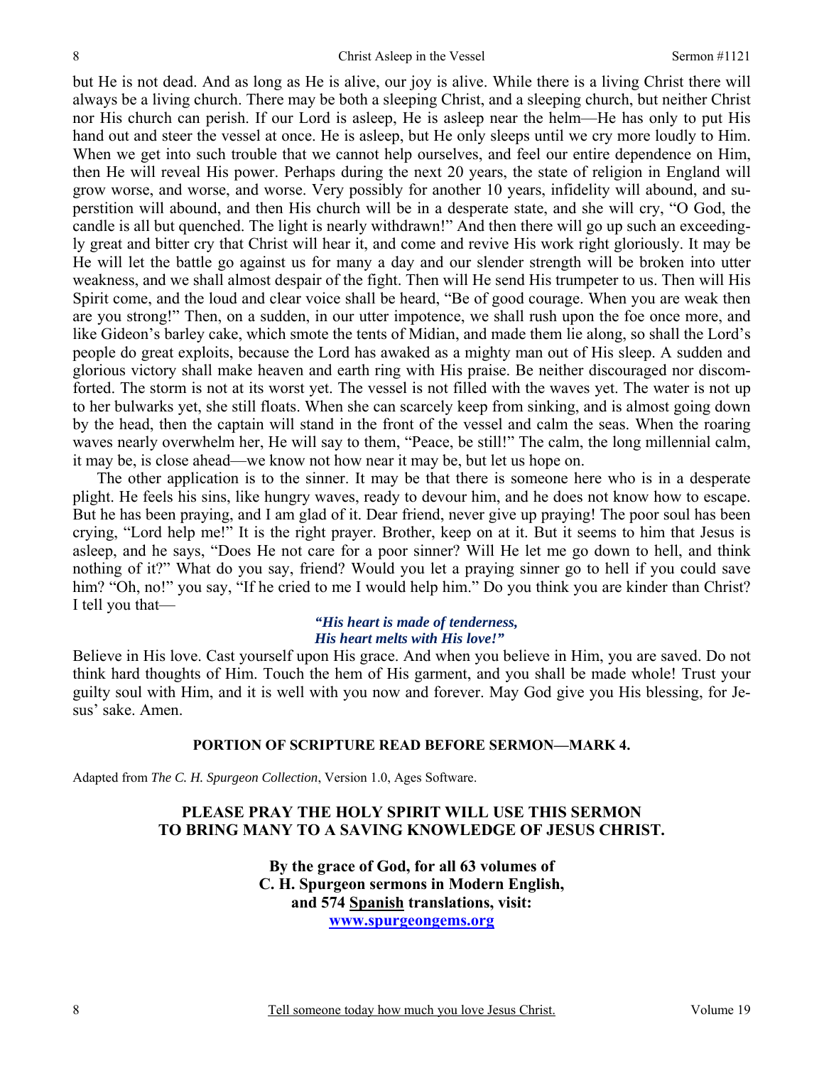but He is not dead. And as long as He is alive, our joy is alive. While there is a living Christ there will always be a living church. There may be both a sleeping Christ, and a sleeping church, but neither Christ nor His church can perish. If our Lord is asleep, He is asleep near the helm—He has only to put His hand out and steer the vessel at once. He is asleep, but He only sleeps until we cry more loudly to Him. When we get into such trouble that we cannot help ourselves, and feel our entire dependence on Him, then He will reveal His power. Perhaps during the next 20 years, the state of religion in England will grow worse, and worse, and worse. Very possibly for another 10 years, infidelity will abound, and superstition will abound, and then His church will be in a desperate state, and she will cry, "O God, the candle is all but quenched. The light is nearly withdrawn!" And then there will go up such an exceedingly great and bitter cry that Christ will hear it, and come and revive His work right gloriously. It may be He will let the battle go against us for many a day and our slender strength will be broken into utter weakness, and we shall almost despair of the fight. Then will He send His trumpeter to us. Then will His Spirit come, and the loud and clear voice shall be heard, "Be of good courage. When you are weak then are you strong!" Then, on a sudden, in our utter impotence, we shall rush upon the foe once more, and like Gideon's barley cake, which smote the tents of Midian, and made them lie along, so shall the Lord's people do great exploits, because the Lord has awaked as a mighty man out of His sleep. A sudden and glorious victory shall make heaven and earth ring with His praise. Be neither discouraged nor discomforted. The storm is not at its worst yet. The vessel is not filled with the waves yet. The water is not up to her bulwarks yet, she still floats. When she can scarcely keep from sinking, and is almost going down by the head, then the captain will stand in the front of the vessel and calm the seas. When the roaring waves nearly overwhelm her, He will say to them, "Peace, be still!" The calm, the long millennial calm, it may be, is close ahead—we know not how near it may be, but let us hope on.

The other application is to the sinner. It may be that there is someone here who is in a desperate plight. He feels his sins, like hungry waves, ready to devour him, and he does not know how to escape. But he has been praying, and I am glad of it. Dear friend, never give up praying! The poor soul has been crying, "Lord help me!" It is the right prayer. Brother, keep on at it. But it seems to him that Jesus is asleep, and he says, "Does He not care for a poor sinner? Will He let me go down to hell, and think nothing of it?" What do you say, friend? Would you let a praying sinner go to hell if you could save him? "Oh, no!" you say, "If he cried to me I would help him." Do you think you are kinder than Christ? I tell you that—

*"His heart is made of tenderness,*
*His heart melts with His love!"*

Believe in His love. Cast yourself upon His grace. And when you believe in Him, you are saved. Do not think hard thoughts of Him. Touch the hem of His garment, and you shall be made whole! Trust your guilty soul with Him, and it is well with you now and forever. May God give you His blessing, for Jesus' sake. Amen.

**PORTION OF SCRIPTURE READ BEFORE SERMON—MARK 4.**

Adapted from *The C. H. Spurgeon Collection*, Version 1.0, Ages Software.

**PLEASE PRAY THE HOLY SPIRIT WILL USE THIS SERMON TO BRING MANY TO A SAVING KNOWLEDGE OF JESUS CHRIST.**

**By the grace of God, for all 63 volumes of C. H. Spurgeon sermons in Modern English, and 574 Spanish translations, visit: www.spurgeongems.org**